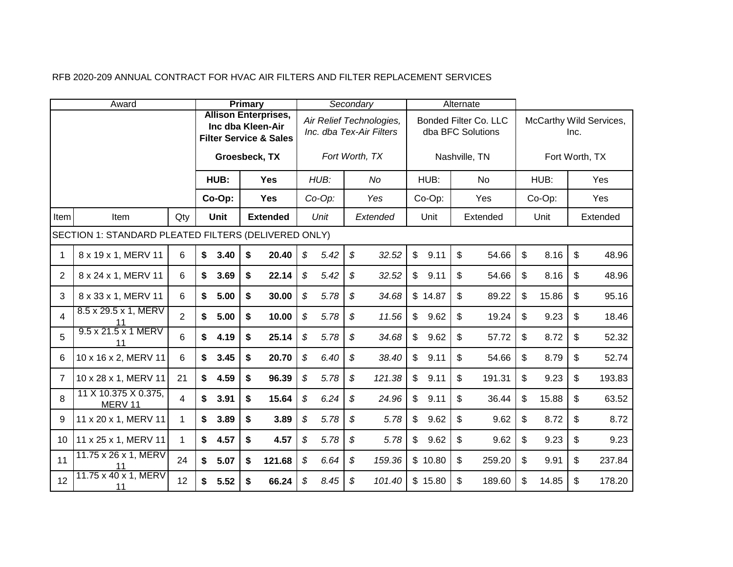RFB 2020-209 ANNUAL CONTRACT FOR HVAC AIR FILTERS AND FILTER REPLACEMENT SERVICES

| Award | | | **Primary** | | *Secondary* | | Alternate | | | |
|---|---|---|---|---|---|---|---|---|---|---|
| | | | **Allison Enterprises, Inc dba Kleen-Air Filter Service & Sales**<br>**Groesbeck, TX** | | *Air Relief Technologies, Inc. dba Tex-Air Filters*<br>*Fort Worth, TX* | | Bonded Filter Co. LLC dba BFC Solutions<br>Nashville, TN | | McCarthy Wild Services, Inc.<br>Fort Worth, TX | |
| | | | **HUB:** | **Yes** | *HUB:* | *No* | HUB: | No | HUB: | Yes |
| | | | **Co-Op:** | **Yes** | *Co-Op:* | *Yes* | Co-Op: | Yes | Co-Op: | Yes |
| Item | Item | Qty | **Unit** | **Extended** | *Unit* | *Extended* | Unit | Extended | Unit | Extended |
| SECTION 1: STANDARD PLEATED FILTERS (DELIVERED ONLY) | | | | | | | | | | |
| 1 | 8 x 19 x 1, MERV 11 | 6 | **$ 3.40** | **$ 20.40** | *$ 5.42* | *$ 32.52* | $ 9.11 | $ 54.66 | $ 8.16 | $ 48.96 |
| 2 | 8 x 24 x 1, MERV 11 | 6 | **$ 3.69** | **$ 22.14** | *$ 5.42* | *$ 32.52* | $ 9.11 | $ 54.66 | $ 8.16 | $ 48.96 |
| 3 | 8 x 33 x 1, MERV 11 | 6 | **$ 5.00** | **$ 30.00** | *$ 5.78* | *$ 34.68* | $ 14.87 | $ 89.22 | $ 15.86 | $ 95.16 |
| 4 | 8.5 x 29.5 x 1, MERV 11 | 2 | **$ 5.00** | **$ 10.00** | *$ 5.78* | *$ 11.56* | $ 9.62 | $ 19.24 | $ 9.23 | $ 18.46 |
| 5 | 9.5 x 21.5 x 1 MERV 11 | 6 | **$ 4.19** | **$ 25.14** | *$ 5.78* | *$ 34.68* | $ 9.62 | $ 57.72 | $ 8.72 | $ 52.32 |
| 6 | 10 x 16 x 2, MERV 11 | 6 | **$ 3.45** | **$ 20.70** | *$ 6.40* | *$ 38.40* | $ 9.11 | $ 54.66 | $ 8.79 | $ 52.74 |
| 7 | 10 x 28 x 1, MERV 11 | 21 | **$ 4.59** | **$ 96.39** | *$ 5.78* | *$ 121.38* | $ 9.11 | $ 191.31 | $ 9.23 | $ 193.83 |
| 8 | 11 X 10.375 X 0.375, MERV 11 | 4 | **$ 3.91** | **$ 15.64** | *$ 6.24* | *$ 24.96* | $ 9.11 | $ 36.44 | $ 15.88 | $ 63.52 |
| 9 | 11 x 20 x 1, MERV 11 | 1 | **$ 3.89** | **$ 3.89** | *$ 5.78* | *$ 5.78* | $ 9.62 | $ 9.62 | $ 8.72 | $ 8.72 |
| 10 | 11 x 25 x 1, MERV 11 | 1 | **$ 4.57** | **$ 4.57** | *$ 5.78* | *$ 5.78* | $ 9.62 | $ 9.62 | $ 9.23 | $ 9.23 |
| 11 | 11.75 x 26 x 1, MERV 11 | 24 | **$ 5.07** | **$ 121.68** | *$ 6.64* | *$ 159.36* | $ 10.80 | $ 259.20 | $ 9.91 | $ 237.84 |
| 12 | 11.75 x 40 x 1, MERV 11 | 12 | **$ 5.52** | **$ 66.24** | *$ 8.45* | *$ 101.40* | $ 15.80 | $ 189.60 | $ 14.85 | $ 178.20 |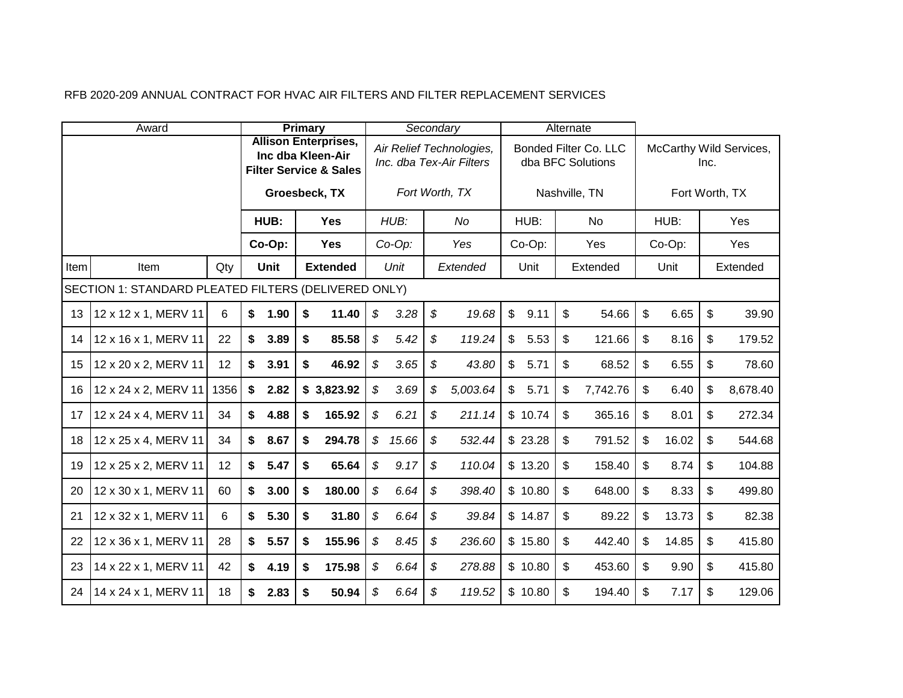RFB 2020-209 ANNUAL CONTRACT FOR HVAC AIR FILTERS AND FILTER REPLACEMENT SERVICES

| Award | | | **Primary** | | *Secondary* | | Alternate | | | |
|---|---|---|---|---|---|---|---|---|---|---|
| | | | **Allison Enterprises, Inc dba Kleen-Air Filter Service & Sales**<br>**Groesbeck, TX** | | *Air Relief Technologies, Inc. dba Tex-Air Filters*<br>*Fort Worth, TX* | | Bonded Filter Co. LLC dba BFC Solutions<br>Nashville, TN | | McCarthy Wild Services, Inc.<br>Fort Worth, TX | |
| | | | **HUB:** | **Yes** | *HUB:* | *No* | HUB: | No | HUB: | Yes |
| | | | **Co-Op:** | **Yes** | *Co-Op:* | *Yes* | Co-Op: | Yes | Co-Op: | Yes |
| Item | Item | Qty | **Unit** | **Extended** | *Unit* | *Extended* | Unit | Extended | Unit | Extended |
| SECTION 1: STANDARD PLEATED FILTERS (DELIVERED ONLY) | | | | | | | | | | |
| 13 | 12 x 12 x 1, MERV 11 | 6 | **$ 1.90** | **$ 11.40** | *$ 3.28* | *$ 19.68* | $ 9.11 | $ 54.66 | $ 6.65 | $ 39.90 |
| 14 | 12 x 16 x 1, MERV 11 | 22 | **$ 3.89** | **$ 85.58** | *$ 5.42* | *$ 119.24* | $ 5.53 | $ 121.66 | $ 8.16 | $ 179.52 |
| 15 | 12 x 20 x 2, MERV 11 | 12 | **$ 3.91** | **$ 46.92** | *$ 3.65* | *$ 43.80* | $ 5.71 | $ 68.52 | $ 6.55 | $ 78.60 |
| 16 | 12 x 24 x 2, MERV 11 | 1356 | **$ 2.82** | **$ 3,823.92** | *$ 3.69* | *$ 5,003.64* | $ 5.71 | $ 7,742.76 | $ 6.40 | $ 8,678.40 |
| 17 | 12 x 24 x 4, MERV 11 | 34 | **$ 4.88** | **$ 165.92** | *$ 6.21* | *$ 211.14* | $ 10.74 | $ 365.16 | $ 8.01 | $ 272.34 |
| 18 | 12 x 25 x 4, MERV 11 | 34 | **$ 8.67** | **$ 294.78** | *$ 15.66* | *$ 532.44* | $ 23.28 | $ 791.52 | $ 16.02 | $ 544.68 |
| 19 | 12 x 25 x 2, MERV 11 | 12 | **$ 5.47** | **$ 65.64** | *$ 9.17* | *$ 110.04* | $ 13.20 | $ 158.40 | $ 8.74 | $ 104.88 |
| 20 | 12 x 30 x 1, MERV 11 | 60 | **$ 3.00** | **$ 180.00** | *$ 6.64* | *$ 398.40* | $ 10.80 | $ 648.00 | $ 8.33 | $ 499.80 |
| 21 | 12 x 32 x 1, MERV 11 | 6 | **$ 5.30** | **$ 31.80** | *$ 6.64* | *$ 39.84* | $ 14.87 | $ 89.22 | $ 13.73 | $ 82.38 |
| 22 | 12 x 36 x 1, MERV 11 | 28 | **$ 5.57** | **$ 155.96** | *$ 8.45* | *$ 236.60* | $ 15.80 | $ 442.40 | $ 14.85 | $ 415.80 |
| 23 | 14 x 22 x 1, MERV 11 | 42 | **$ 4.19** | **$ 175.98** | *$ 6.64* | *$ 278.88* | $ 10.80 | $ 453.60 | $ 9.90 | $ 415.80 |
| 24 | 14 x 24 x 1, MERV 11 | 18 | **$ 2.83** | **$ 50.94** | *$ 6.64* | *$ 119.52* | $ 10.80 | $ 194.40 | $ 7.17 | $ 129.06 |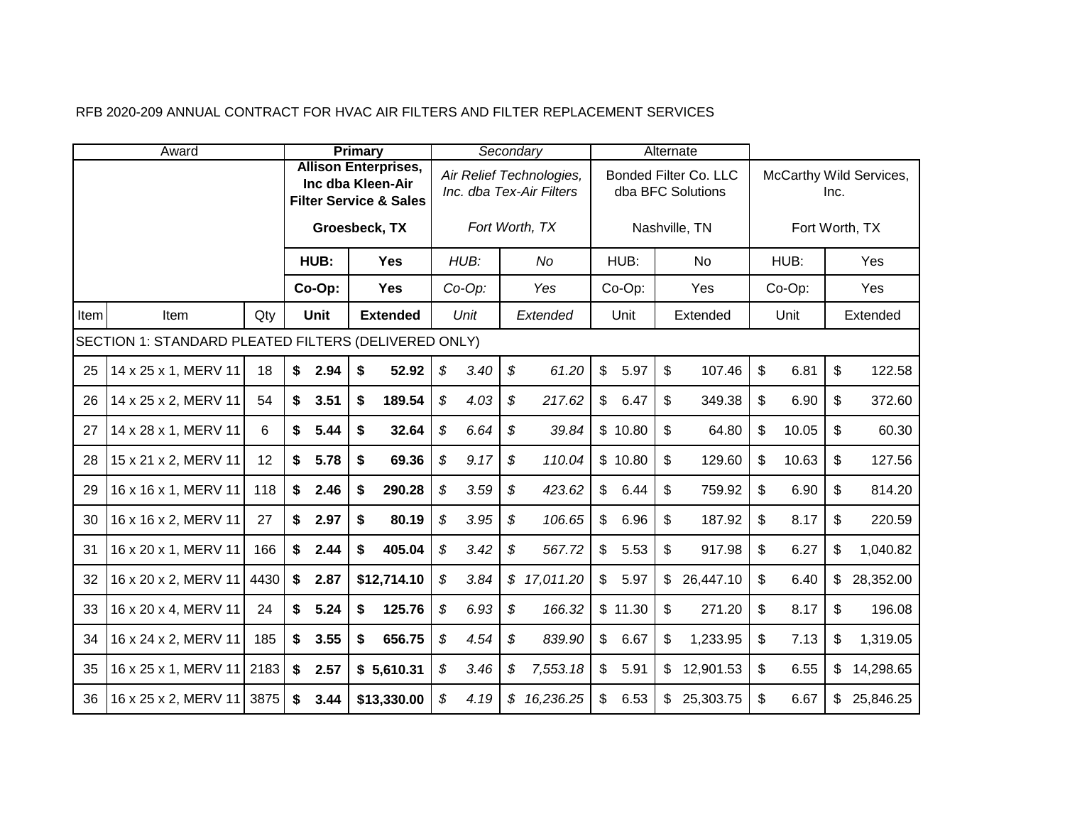RFB 2020-209 ANNUAL CONTRACT FOR HVAC AIR FILTERS AND FILTER REPLACEMENT SERVICES

| Award | | | **Primary** | | *Secondary* | | Alternate | | | |
|---|---|---|---|---|---|---|---|---|---|---|
| | | | **Allison Enterprises, Inc dba Kleen-Air Filter Service & Sales** **Groesbeck, TX** | | *Air Relief Technologies, Inc. dba Tex-Air Filters* *Fort Worth, TX* | | Bonded Filter Co. LLC dba BFC Solutions Nashville, TN | | McCarthy Wild Services, Inc. Fort Worth, TX | |
| | | | **HUB:** | **Yes** | *HUB:* | *No* | HUB: | No | HUB: | Yes |
| | | | **Co-Op:** | **Yes** | *Co-Op:* | *Yes* | Co-Op: | Yes | Co-Op: | Yes |
| Item | Item | Qty | **Unit** | **Extended** | *Unit* | *Extended* | Unit | Extended | Unit | Extended |
| SECTION 1: STANDARD PLEATED FILTERS (DELIVERED ONLY) | | | | | | | | | | |
| 25 | 14 x 25 x 1, MERV 11 | 18 | **$ 2.94** | **$ 52.92** | *$ 3.40* | *$ 61.20* | $ 5.97 | $ 107.46 | $ 6.81 | $ 122.58 |
| 26 | 14 x 25 x 2, MERV 11 | 54 | **$ 3.51** | **$ 189.54** | *$ 4.03* | *$ 217.62* | $ 6.47 | $ 349.38 | $ 6.90 | $ 372.60 |
| 27 | 14 x 28 x 1, MERV 11 | 6 | **$ 5.44** | **$ 32.64** | *$ 6.64* | *$ 39.84* | $ 10.80 | $ 64.80 | $ 10.05 | $ 60.30 |
| 28 | 15 x 21 x 2, MERV 11 | 12 | **$ 5.78** | **$ 69.36** | *$ 9.17* | *$ 110.04* | $ 10.80 | $ 129.60 | $ 10.63 | $ 127.56 |
| 29 | 16 x 16 x 1, MERV 11 | 118 | **$ 2.46** | **$ 290.28** | *$ 3.59* | *$ 423.62* | $ 6.44 | $ 759.92 | $ 6.90 | $ 814.20 |
| 30 | 16 x 16 x 2, MERV 11 | 27 | **$ 2.97** | **$ 80.19** | *$ 3.95* | *$ 106.65* | $ 6.96 | $ 187.92 | $ 8.17 | $ 220.59 |
| 31 | 16 x 20 x 1, MERV 11 | 166 | **$ 2.44** | **$ 405.04** | *$ 3.42* | *$ 567.72* | $ 5.53 | $ 917.98 | $ 6.27 | $ 1,040.82 |
| 32 | 16 x 20 x 2, MERV 11 | 4430 | **$ 2.87** | **$12,714.10** | *$ 3.84* | *$ 17,011.20* | $ 5.97 | $ 26,447.10 | $ 6.40 | $ 28,352.00 |
| 33 | 16 x 20 x 4, MERV 11 | 24 | **$ 5.24** | **$ 125.76** | *$ 6.93* | *$ 166.32* | $ 11.30 | $ 271.20 | $ 8.17 | $ 196.08 |
| 34 | 16 x 24 x 2, MERV 11 | 185 | **$ 3.55** | **$ 656.75** | *$ 4.54* | *$ 839.90* | $ 6.67 | $ 1,233.95 | $ 7.13 | $ 1,319.05 |
| 35 | 16 x 25 x 1, MERV 11 | 2183 | **$ 2.57** | **$ 5,610.31** | *$ 3.46* | *$ 7,553.18* | $ 5.91 | $ 12,901.53 | $ 6.55 | $ 14,298.65 |
| 36 | 16 x 25 x 2, MERV 11 | 3875 | **$ 3.44** | **$13,330.00** | *$ 4.19* | *$ 16,236.25* | $ 6.53 | $ 25,303.75 | $ 6.67 | $ 25,846.25 |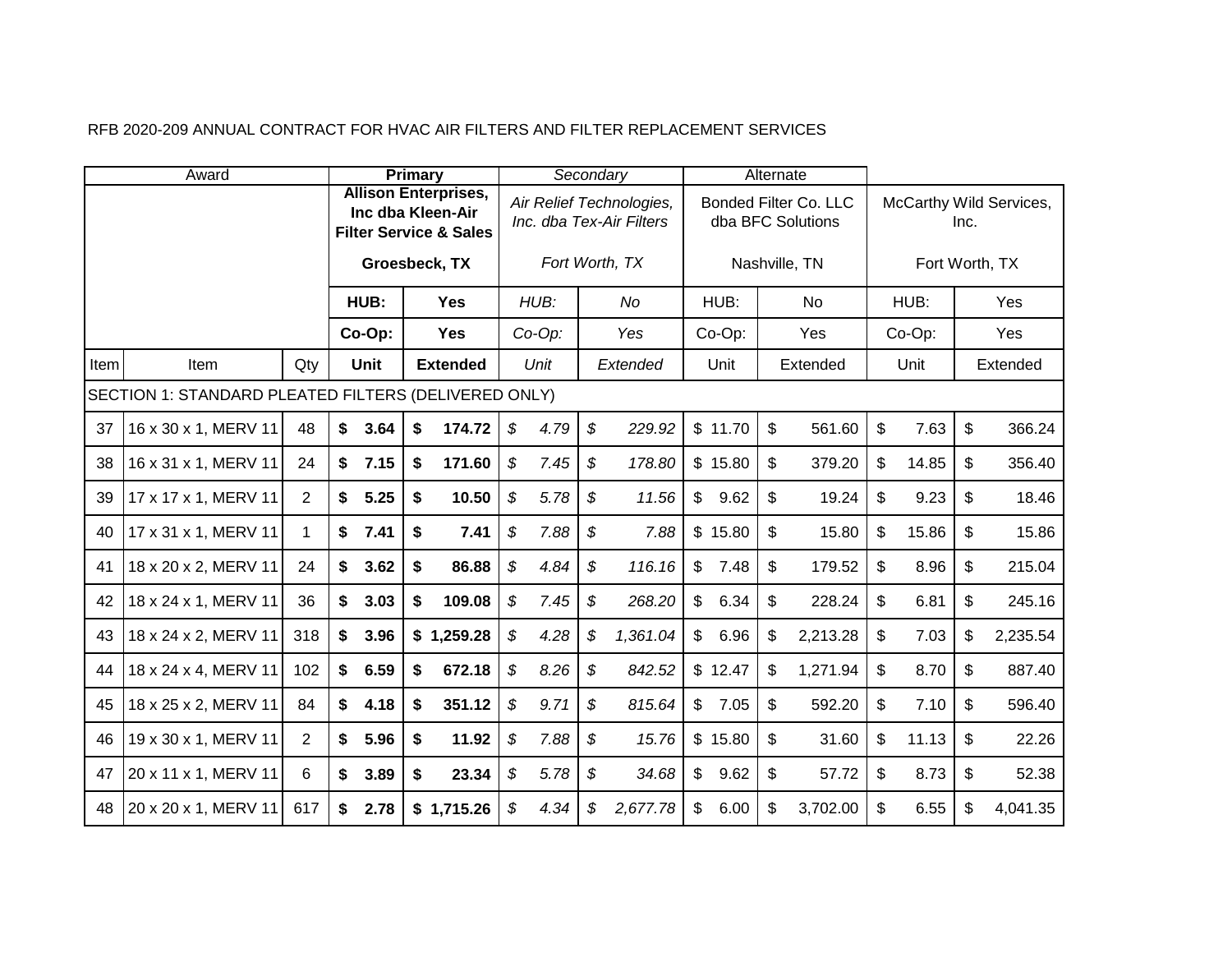RFB 2020-209 ANNUAL CONTRACT FOR HVAC AIR FILTERS AND FILTER REPLACEMENT SERVICES

| Award | | | **Primary** | | *Secondary* | | Alternate | | | |
|---|---|---|---|---|---|---|---|---|---|---|
| | | | **Allison Enterprises, Inc dba Kleen-Air Filter Service & Sales**<br>**Groesbeck, TX** | | *Air Relief Technologies, Inc. dba Tex-Air Filters*<br>*Fort Worth, TX* | | Bonded Filter Co. LLC dba BFC Solutions<br>Nashville, TN | | McCarthy Wild Services, Inc.<br>Fort Worth, TX | |
| | | | **HUB:** | **Yes** | *HUB:* | *No* | HUB: | No | HUB: | Yes |
| | | | **Co-Op:** | **Yes** | *Co-Op:* | *Yes* | Co-Op: | Yes | Co-Op: | Yes |
| Item | Item | Qty | **Unit** | **Extended** | *Unit* | *Extended* | Unit | Extended | Unit | Extended |
| SECTION 1: STANDARD PLEATED FILTERS (DELIVERED ONLY) | | | | | | | | | | |
| 37 | 16 x 30 x 1, MERV 11 | 48 | **$ 3.64** | **$ 174.72** | *$ 4.79* | *$ 229.92* | $ 11.70 | $ 561.60 | $ 7.63 | $ 366.24 |
| 38 | 16 x 31 x 1, MERV 11 | 24 | **$ 7.15** | **$ 171.60** | *$ 7.45* | *$ 178.80* | $ 15.80 | $ 379.20 | $ 14.85 | $ 356.40 |
| 39 | 17 x 17 x 1, MERV 11 | 2 | **$ 5.25** | **$ 10.50** | *$ 5.78* | *$ 11.56* | $ 9.62 | $ 19.24 | $ 9.23 | $ 18.46 |
| 40 | 17 x 31 x 1, MERV 11 | 1 | **$ 7.41** | **$ 7.41** | *$ 7.88* | *$ 7.88* | $ 15.80 | $ 15.80 | $ 15.86 | $ 15.86 |
| 41 | 18 x 20 x 2, MERV 11 | 24 | **$ 3.62** | **$ 86.88** | *$ 4.84* | *$ 116.16* | $ 7.48 | $ 179.52 | $ 8.96 | $ 215.04 |
| 42 | 18 x 24 x 1, MERV 11 | 36 | **$ 3.03** | **$ 109.08** | *$ 7.45* | *$ 268.20* | $ 6.34 | $ 228.24 | $ 6.81 | $ 245.16 |
| 43 | 18 x 24 x 2, MERV 11 | 318 | **$ 3.96** | **$ 1,259.28** | *$ 4.28* | *$ 1,361.04* | $ 6.96 | $ 2,213.28 | $ 7.03 | $ 2,235.54 |
| 44 | 18 x 24 x 4, MERV 11 | 102 | **$ 6.59** | **$ 672.18** | *$ 8.26* | *$ 842.52* | $ 12.47 | $ 1,271.94 | $ 8.70 | $ 887.40 |
| 45 | 18 x 25 x 2, MERV 11 | 84 | **$ 4.18** | **$ 351.12** | *$ 9.71* | *$ 815.64* | $ 7.05 | $ 592.20 | $ 7.10 | $ 596.40 |
| 46 | 19 x 30 x 1, MERV 11 | 2 | **$ 5.96** | **$ 11.92** | *$ 7.88* | *$ 15.76* | $ 15.80 | $ 31.60 | $ 11.13 | $ 22.26 |
| 47 | 20 x 11 x 1, MERV 11 | 6 | **$ 3.89** | **$ 23.34** | *$ 5.78* | *$ 34.68* | $ 9.62 | $ 57.72 | $ 8.73 | $ 52.38 |
| 48 | 20 x 20 x 1, MERV 11 | 617 | **$ 2.78** | **$ 1,715.26** | *$ 4.34* | *$ 2,677.78* | $ 6.00 | $ 3,702.00 | $ 6.55 | $ 4,041.35 |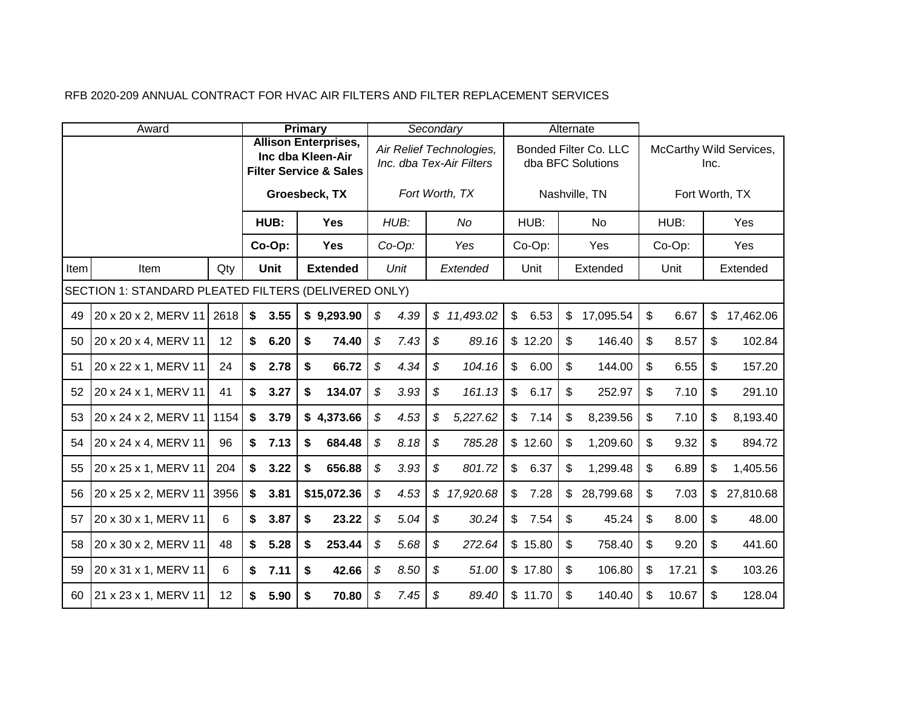RFB 2020-209 ANNUAL CONTRACT FOR HVAC AIR FILTERS AND FILTER REPLACEMENT SERVICES

| Award | | | Primary | | *Secondary* | | Alternate | | | |
|---|---|---|---|---|---|---|---|---|---|---|
| | | | **Allison Enterprises, Inc dba Kleen-Air Filter Service & Sales**<br>**Groesbeck, TX** | | *Air Relief Technologies, Inc. dba Tex-Air Filters*<br>*Fort Worth, TX* | | Bonded Filter Co. LLC dba BFC Solutions<br>Nashville, TN | | McCarthy Wild Services, Inc.<br>Fort Worth, TX | |
| | | | **HUB:** | **Yes** | *HUB:* | *No* | HUB: | No | HUB: | Yes |
| | | | **Co-Op:** | **Yes** | *Co-Op:* | *Yes* | Co-Op: | Yes | Co-Op: | Yes |
| Item | Item | Qty | **Unit** | **Extended** | *Unit* | *Extended* | Unit | Extended | Unit | Extended |
| SECTION 1: STANDARD PLEATED FILTERS (DELIVERED ONLY) | | | | | | | | | | |
| 49 | 20 x 20 x 2, MERV 11 | 2618 | **$ 3.55** | **$ 9,293.90** | *$ 4.39* | *$ 11,493.02* | $ 6.53 | $ 17,095.54 | $ 6.67 | $ 17,462.06 |
| 50 | 20 x 20 x 4, MERV 11 | 12 | **$ 6.20** | **$ 74.40** | *$ 7.43* | *$ 89.16* | $ 12.20 | $ 146.40 | $ 8.57 | $ 102.84 |
| 51 | 20 x 22 x 1, MERV 11 | 24 | **$ 2.78** | **$ 66.72** | *$ 4.34* | *$ 104.16* | $ 6.00 | $ 144.00 | $ 6.55 | $ 157.20 |
| 52 | 20 x 24 x 1, MERV 11 | 41 | **$ 3.27** | **$ 134.07** | *$ 3.93* | *$ 161.13* | $ 6.17 | $ 252.97 | $ 7.10 | $ 291.10 |
| 53 | 20 x 24 x 2, MERV 11 | 1154 | **$ 3.79** | **$ 4,373.66** | *$ 4.53* | *$ 5,227.62* | $ 7.14 | $ 8,239.56 | $ 7.10 | $ 8,193.40 |
| 54 | 20 x 24 x 4, MERV 11 | 96 | **$ 7.13** | **$ 684.48** | *$ 8.18* | *$ 785.28* | $ 12.60 | $ 1,209.60 | $ 9.32 | $ 894.72 |
| 55 | 20 x 25 x 1, MERV 11 | 204 | **$ 3.22** | **$ 656.88** | *$ 3.93* | *$ 801.72* | $ 6.37 | $ 1,299.48 | $ 6.89 | $ 1,405.56 |
| 56 | 20 x 25 x 2, MERV 11 | 3956 | **$ 3.81** | **$15,072.36** | *$ 4.53* | *$ 17,920.68* | $ 7.28 | $ 28,799.68 | $ 7.03 | $ 27,810.68 |
| 57 | 20 x 30 x 1, MERV 11 | 6 | **$ 3.87** | **$ 23.22** | *$ 5.04* | *$ 30.24* | $ 7.54 | $ 45.24 | $ 8.00 | $ 48.00 |
| 58 | 20 x 30 x 2, MERV 11 | 48 | **$ 5.28** | **$ 253.44** | *$ 5.68* | *$ 272.64* | $ 15.80 | $ 758.40 | $ 9.20 | $ 441.60 |
| 59 | 20 x 31 x 1, MERV 11 | 6 | **$ 7.11** | **$ 42.66** | *$ 8.50* | *$ 51.00* | $ 17.80 | $ 106.80 | $ 17.21 | $ 103.26 |
| 60 | 21 x 23 x 1, MERV 11 | 12 | **$ 5.90** | **$ 70.80** | *$ 7.45* | *$ 89.40* | $ 11.70 | $ 140.40 | $ 10.67 | $ 128.04 |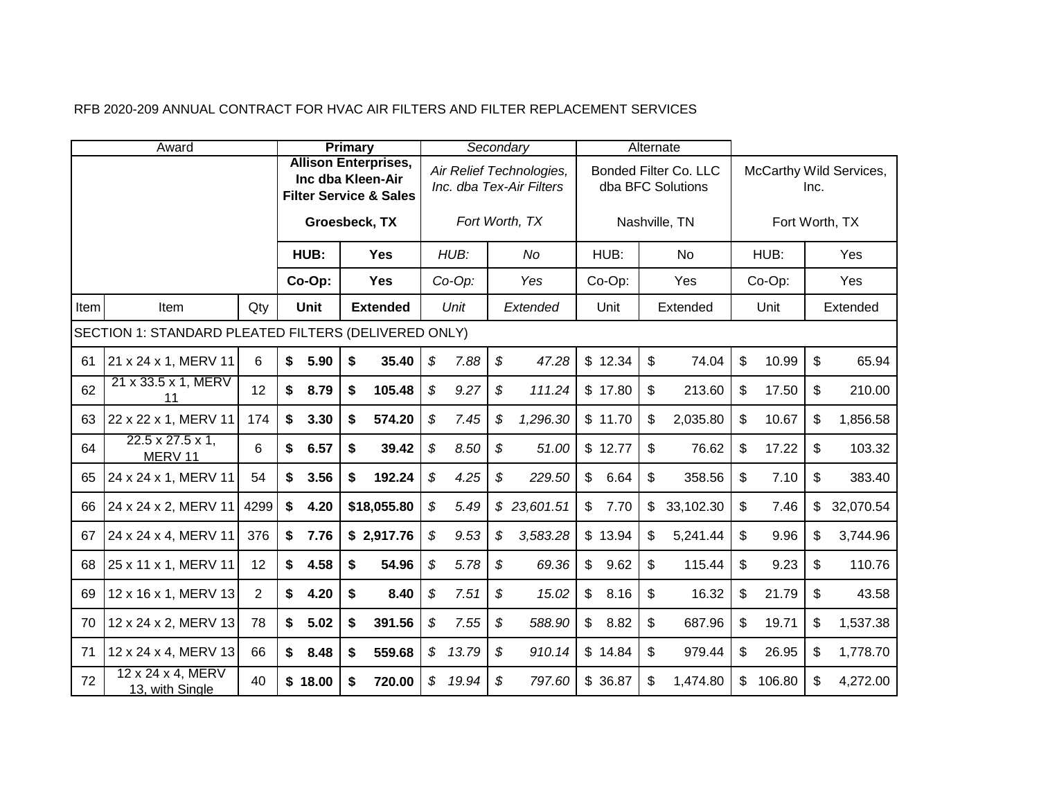RFB 2020-209 ANNUAL CONTRACT FOR HVAC AIR FILTERS AND FILTER REPLACEMENT SERVICES

| Award | | | **Primary** | | *Secondary* | | Alternate | | | |
|---|---|---|---|---|---|---|---|---|---|---|
| | | | **Allison Enterprises, Inc dba Kleen-Air Filter Service & Sales**<br>**Groesbeck, TX** | | *Air Relief Technologies, Inc. dba Tex-Air Filters*<br>*Fort Worth, TX* | | Bonded Filter Co. LLC dba BFC Solutions<br>Nashville, TN | | McCarthy Wild Services, Inc.<br>Fort Worth, TX | |
| | | | **HUB:** | **Yes** | *HUB:* | *No* | HUB: | No | HUB: | Yes |
| | | | **Co-Op:** | **Yes** | *Co-Op:* | *Yes* | Co-Op: | Yes | Co-Op: | Yes |
| Item | Item | Qty | **Unit** | **Extended** | *Unit* | *Extended* | Unit | Extended | Unit | Extended |
| SECTION 1: STANDARD PLEATED FILTERS (DELIVERED ONLY) | | | | | | | | | | |
| 61 | 21 x 24 x 1, MERV 11 | 6 | **$ 5.90** | **$ 35.40** | *$ 7.88* | *$ 47.28* | $ 12.34 | $ 74.04 | $ 10.99 | $ 65.94 |
| 62 | 21 x 33.5 x 1, MERV 11 | 12 | **$ 8.79** | **$ 105.48** | *$ 9.27* | *$ 111.24* | $ 17.80 | $ 213.60 | $ 17.50 | $ 210.00 |
| 63 | 22 x 22 x 1, MERV 11 | 174 | **$ 3.30** | **$ 574.20** | *$ 7.45* | *$ 1,296.30* | $ 11.70 | $ 2,035.80 | $ 10.67 | $ 1,856.58 |
| 64 | 22.5 x 27.5 x 1, MERV 11 | 6 | **$ 6.57** | **$ 39.42** | *$ 8.50* | *$ 51.00* | $ 12.77 | $ 76.62 | $ 17.22 | $ 103.32 |
| 65 | 24 x 24 x 1, MERV 11 | 54 | **$ 3.56** | **$ 192.24** | *$ 4.25* | *$ 229.50* | $ 6.64 | $ 358.56 | $ 7.10 | $ 383.40 |
| 66 | 24 x 24 x 2, MERV 11 | 4299 | **$ 4.20** | **$18,055.80** | *$ 5.49* | *$ 23,601.51* | $ 7.70 | $ 33,102.30 | $ 7.46 | $ 32,070.54 |
| 67 | 24 x 24 x 4, MERV 11 | 376 | **$ 7.76** | **$ 2,917.76** | *$ 9.53* | *$ 3,583.28* | $ 13.94 | $ 5,241.44 | $ 9.96 | $ 3,744.96 |
| 68 | 25 x 11 x 1, MERV 11 | 12 | **$ 4.58** | **$ 54.96** | *$ 5.78* | *$ 69.36* | $ 9.62 | $ 115.44 | $ 9.23 | $ 110.76 |
| 69 | 12 x 16 x 1, MERV 13 | 2 | **$ 4.20** | **$ 8.40** | *$ 7.51* | *$ 15.02* | $ 8.16 | $ 16.32 | $ 21.79 | $ 43.58 |
| 70 | 12 x 24 x 2, MERV 13 | 78 | **$ 5.02** | **$ 391.56** | *$ 7.55* | *$ 588.90* | $ 8.82 | $ 687.96 | $ 19.71 | $ 1,537.38 |
| 71 | 12 x 24 x 4, MERV 13 | 66 | **$ 8.48** | **$ 559.68** | *$ 13.79* | *$ 910.14* | $ 14.84 | $ 979.44 | $ 26.95 | $ 1,778.70 |
| 72 | 12 x 24 x 4, MERV 13, with Single | 40 | **$ 18.00** | **$ 720.00** | *$ 19.94* | *$ 797.60* | $ 36.87 | $ 1,474.80 | $ 106.80 | $ 4,272.00 |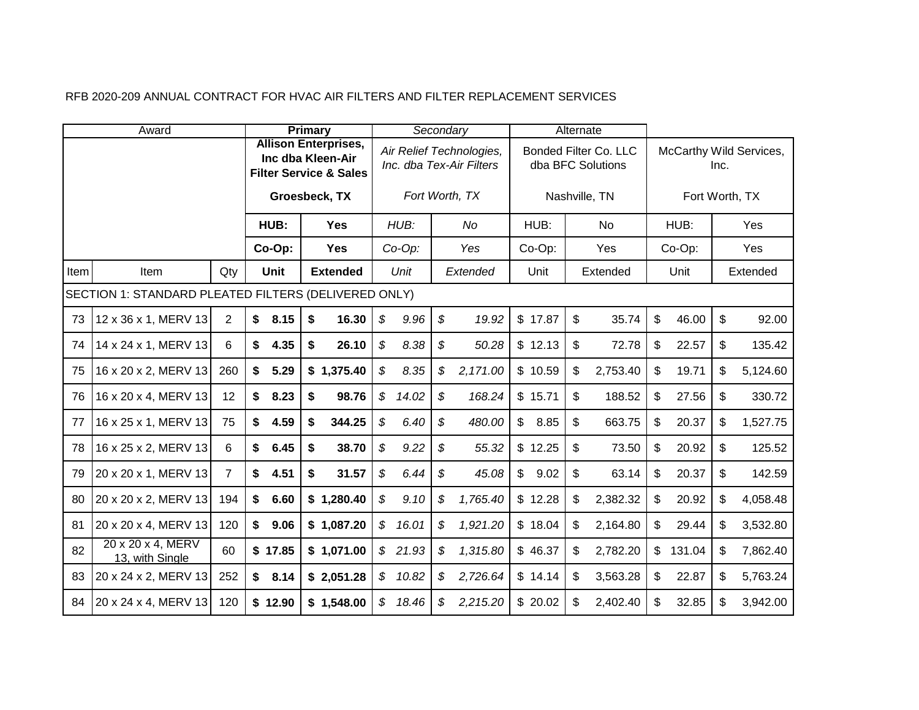RFB 2020-209 ANNUAL CONTRACT FOR HVAC AIR FILTERS AND FILTER REPLACEMENT SERVICES

| Award | | | **Primary** | | *Secondary* | | Alternate | | | |
|---|---|---|---|---|---|---|---|---|---|---|
| | | | **Allison Enterprises, Inc dba Kleen-Air Filter Service & Sales** **Groesbeck, TX** | | *Air Relief Technologies, Inc. dba Tex-Air Filters* *Fort Worth, TX* | | Bonded Filter Co. LLC dba BFC Solutions Nashville, TN | | McCarthy Wild Services, Inc. Fort Worth, TX | |
| | | | **HUB:** | **Yes** | *HUB:* | *No* | HUB: | No | HUB: | Yes |
| | | | **Co-Op:** | **Yes** | *Co-Op:* | *Yes* | Co-Op: | Yes | Co-Op: | Yes |
| Item | Item | Qty | **Unit** | **Extended** | *Unit* | *Extended* | Unit | Extended | Unit | Extended |
| SECTION 1: STANDARD PLEATED FILTERS (DELIVERED ONLY) | | | | | | | | | | |
| 73 | 12 x 36 x 1, MERV 13 | 2 | **$ 8.15** | **$ 16.30** | *$ 9.96* | *$ 19.92* | $ 17.87 | $ 35.74 | $ 46.00 | $ 92.00 |
| 74 | 14 x 24 x 1, MERV 13 | 6 | **$ 4.35** | **$ 26.10** | *$ 8.38* | *$ 50.28* | $ 12.13 | $ 72.78 | $ 22.57 | $ 135.42 |
| 75 | 16 x 20 x 2, MERV 13 | 260 | **$ 5.29** | **$ 1,375.40** | *$ 8.35* | *$ 2,171.00* | $ 10.59 | $ 2,753.40 | $ 19.71 | $ 5,124.60 |
| 76 | 16 x 20 x 4, MERV 13 | 12 | **$ 8.23** | **$ 98.76** | *$ 14.02* | *$ 168.24* | $ 15.71 | $ 188.52 | $ 27.56 | $ 330.72 |
| 77 | 16 x 25 x 1, MERV 13 | 75 | **$ 4.59** | **$ 344.25** | *$ 6.40* | *$ 480.00* | $ 8.85 | $ 663.75 | $ 20.37 | $ 1,527.75 |
| 78 | 16 x 25 x 2, MERV 13 | 6 | **$ 6.45** | **$ 38.70** | *$ 9.22* | *$ 55.32* | $ 12.25 | $ 73.50 | $ 20.92 | $ 125.52 |
| 79 | 20 x 20 x 1, MERV 13 | 7 | **$ 4.51** | **$ 31.57** | *$ 6.44* | *$ 45.08* | $ 9.02 | $ 63.14 | $ 20.37 | $ 142.59 |
| 80 | 20 x 20 x 2, MERV 13 | 194 | **$ 6.60** | **$ 1,280.40** | *$ 9.10* | *$ 1,765.40* | $ 12.28 | $ 2,382.32 | $ 20.92 | $ 4,058.48 |
| 81 | 20 x 20 x 4, MERV 13 | 120 | **$ 9.06** | **$ 1,087.20** | *$ 16.01* | *$ 1,921.20* | $ 18.04 | $ 2,164.80 | $ 29.44 | $ 3,532.80 |
| 82 | 20 x 20 x 4, MERV 13, with Single | 60 | **$ 17.85** | **$ 1,071.00** | *$ 21.93* | *$ 1,315.80* | $ 46.37 | $ 2,782.20 | $ 131.04 | $ 7,862.40 |
| 83 | 20 x 24 x 2, MERV 13 | 252 | **$ 8.14** | **$ 2,051.28** | *$ 10.82* | *$ 2,726.64* | $ 14.14 | $ 3,563.28 | $ 22.87 | $ 5,763.24 |
| 84 | 20 x 24 x 4, MERV 13 | 120 | **$ 12.90** | **$ 1,548.00** | *$ 18.46* | *$ 2,215.20* | $ 20.02 | $ 2,402.40 | $ 32.85 | $ 3,942.00 |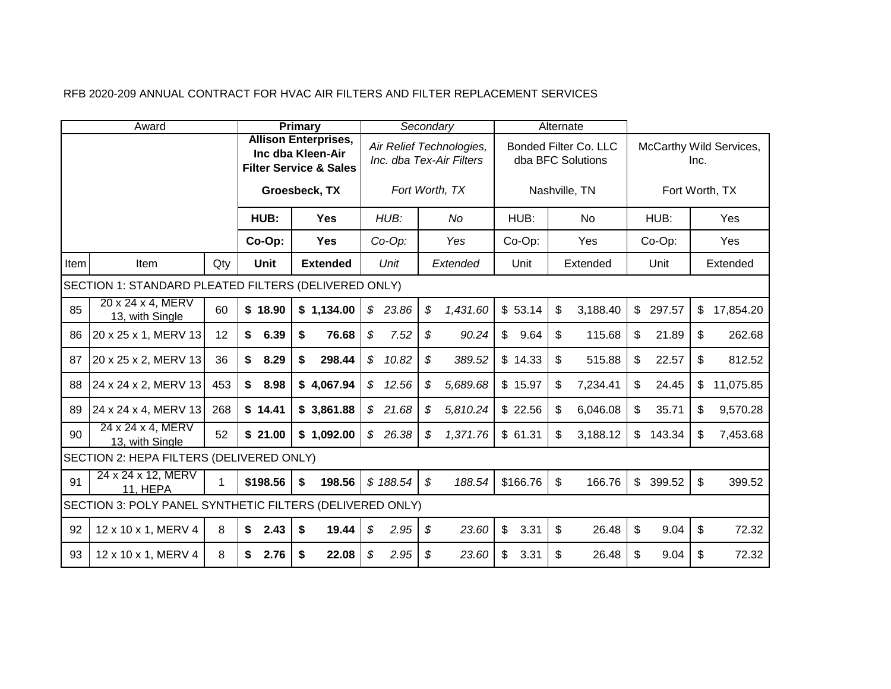RFB 2020-209 ANNUAL CONTRACT FOR HVAC AIR FILTERS AND FILTER REPLACEMENT SERVICES

| Award | | | **Primary** | | *Secondary* | | Alternate | | | |
|---|---|---|---|---|---|---|---|---|---|---|
| | | | **Allison Enterprises, Inc dba Kleen-Air Filter Service & Sales** **Groesbeck, TX** | | *Air Relief Technologies, Inc. dba Tex-Air Filters* *Fort Worth, TX* | | Bonded Filter Co. LLC dba BFC Solutions Nashville, TN | | McCarthy Wild Services, Inc. Fort Worth, TX | |
| | | | **HUB:** | **Yes** | *HUB:* | *No* | HUB: | No | HUB: | Yes |
| | | | **Co-Op:** | **Yes** | *Co-Op:* | *Yes* | Co-Op: | Yes | Co-Op: | Yes |
| Item | Item | Qty | **Unit** | **Extended** | *Unit* | *Extended* | Unit | Extended | Unit | Extended |
| SECTION 1: STANDARD PLEATED FILTERS (DELIVERED ONLY) | | | | | | | | | | |
| 85 | 20 x 24 x 4, MERV 13, with Single | 60 | **$ 18.90** | **$ 1,134.00** | *$ 23.86* | *$ 1,431.60* | $ 53.14 | $ 3,188.40 | $ 297.57 | $ 17,854.20 |
| 86 | 20 x 25 x 1, MERV 13 | 12 | **$ 6.39** | **$ 76.68** | *$ 7.52* | *$ 90.24* | $ 9.64 | $ 115.68 | $ 21.89 | $ 262.68 |
| 87 | 20 x 25 x 2, MERV 13 | 36 | **$ 8.29** | **$ 298.44** | *$ 10.82* | *$ 389.52* | $ 14.33 | $ 515.88 | $ 22.57 | $ 812.52 |
| 88 | 24 x 24 x 2, MERV 13 | 453 | **$ 8.98** | **$ 4,067.94** | *$ 12.56* | *$ 5,689.68* | $ 15.97 | $ 7,234.41 | $ 24.45 | $ 11,075.85 |
| 89 | 24 x 24 x 4, MERV 13 | 268 | **$ 14.41** | **$ 3,861.88** | *$ 21.68* | *$ 5,810.24* | $ 22.56 | $ 6,046.08 | $ 35.71 | $ 9,570.28 |
| 90 | 24 x 24 x 4, MERV 13, with Single | 52 | **$ 21.00** | **$ 1,092.00** | *$ 26.38* | *$ 1,371.76* | $ 61.31 | $ 3,188.12 | $ 143.34 | $ 7,453.68 |
| SECTION 2: HEPA FILTERS (DELIVERED ONLY) | | | | | | | | | | |
| 91 | 24 x 24 x 12, MERV 11, HEPA | 1 | **$198.56** | **$ 198.56** | *$ 188.54* | *$ 188.54* | $166.76 | $ 166.76 | $ 399.52 | $ 399.52 |
| SECTION 3: POLY PANEL SYNTHETIC FILTERS (DELIVERED ONLY) | | | | | | | | | | |
| 92 | 12 x 10 x 1, MERV 4 | 8 | **$ 2.43** | **$ 19.44** | *$ 2.95* | *$ 23.60* | $ 3.31 | $ 26.48 | $ 9.04 | $ 72.32 |
| 93 | 12 x 10 x 1, MERV 4 | 8 | **$ 2.76** | **$ 22.08** | *$ 2.95* | *$ 23.60* | $ 3.31 | $ 26.48 | $ 9.04 | $ 72.32 |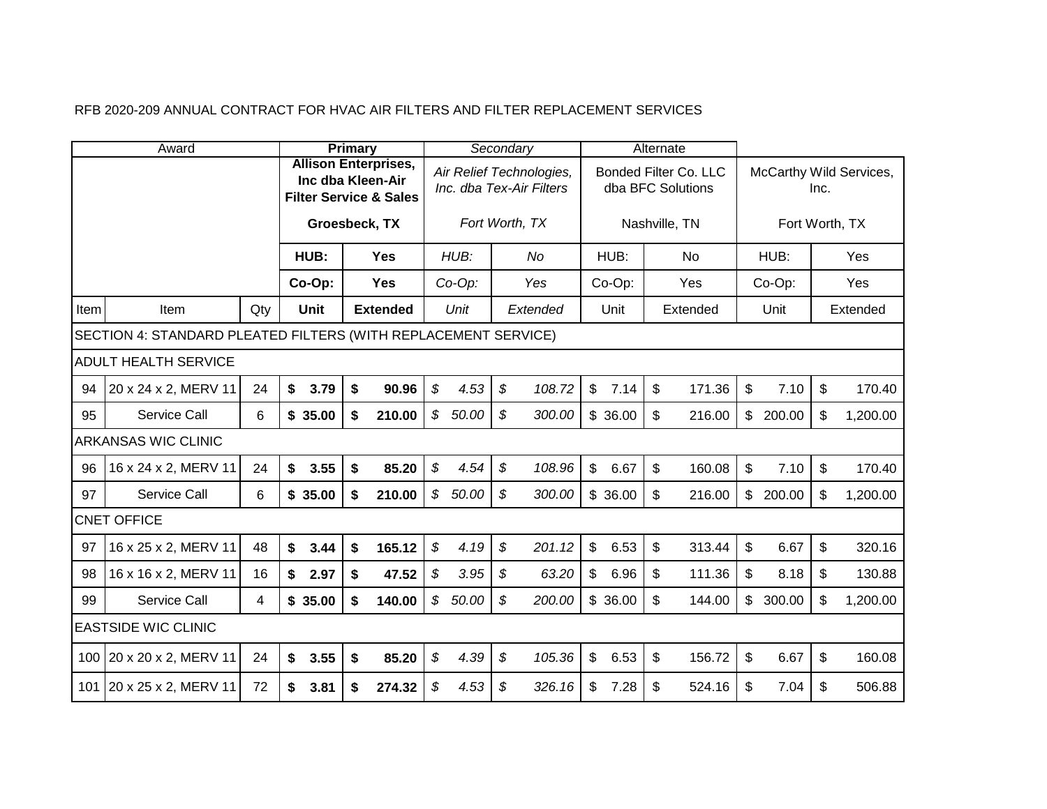RFB 2020-209 ANNUAL CONTRACT FOR HVAC AIR FILTERS AND FILTER REPLACEMENT SERVICES

| Award | | | **Primary** | | *Secondary* | | Alternate | | | |
|---|---|---|---|---|---|---|---|---|---|---|
| | | | **Allison Enterprises, Inc dba Kleen-Air Filter Service & Sales** **Groesbeck, TX** | | *Air Relief Technologies, Inc. dba Tex-Air Filters* *Fort Worth, TX* | | Bonded Filter Co. LLC dba BFC Solutions Nashville, TN | | McCarthy Wild Services, Inc. Fort Worth, TX | |
| | | | **HUB:** | **Yes** | *HUB:* | *No* | HUB: | No | HUB: | Yes |
| | | | **Co-Op:** | **Yes** | *Co-Op:* | *Yes* | Co-Op: | Yes | Co-Op: | Yes |
| Item | Item | Qty | **Unit** | **Extended** | *Unit* | *Extended* | Unit | Extended | Unit | Extended |
| SECTION 4: STANDARD PLEATED FILTERS (WITH REPLACEMENT SERVICE) | | | | | | | | | | |
| ADULT HEALTH SERVICE | | | | | | | | | | |
| 94 | 20 x 24 x 2, MERV 11 | 24 | **$ 3.79** | **$ 90.96** | *$ 4.53* | *$ 108.72* | $ 7.14 | $ 171.36 | $ 7.10 | $ 170.40 |
| 95 | Service Call | 6 | **$ 35.00** | **$ 210.00** | *$ 50.00* | *$ 300.00* | $ 36.00 | $ 216.00 | $ 200.00 | $ 1,200.00 |
| ARKANSAS WIC CLINIC | | | | | | | | | | |
| 96 | 16 x 24 x 2, MERV 11 | 24 | **$ 3.55** | **$ 85.20** | *$ 4.54* | *$ 108.96* | $ 6.67 | $ 160.08 | $ 7.10 | $ 170.40 |
| 97 | Service Call | 6 | **$ 35.00** | **$ 210.00** | *$ 50.00* | *$ 300.00* | $ 36.00 | $ 216.00 | $ 200.00 | $ 1,200.00 |
| CNET OFFICE | | | | | | | | | | |
| 97 | 16 x 25 x 2, MERV 11 | 48 | **$ 3.44** | **$ 165.12** | *$ 4.19* | *$ 201.12* | $ 6.53 | $ 313.44 | $ 6.67 | $ 320.16 |
| 98 | 16 x 16 x 2, MERV 11 | 16 | **$ 2.97** | **$ 47.52** | *$ 3.95* | *$ 63.20* | $ 6.96 | $ 111.36 | $ 8.18 | $ 130.88 |
| 99 | Service Call | 4 | **$ 35.00** | **$ 140.00** | *$ 50.00* | *$ 200.00* | $ 36.00 | $ 144.00 | $ 300.00 | $ 1,200.00 |
| EASTSIDE WIC CLINIC | | | | | | | | | | |
| 100 | 20 x 20 x 2, MERV 11 | 24 | **$ 3.55** | **$ 85.20** | *$ 4.39* | *$ 105.36* | $ 6.53 | $ 156.72 | $ 6.67 | $ 160.08 |
| 101 | 20 x 25 x 2, MERV 11 | 72 | **$ 3.81** | **$ 274.32** | *$ 4.53* | *$ 326.16* | $ 7.28 | $ 524.16 | $ 7.04 | $ 506.88 |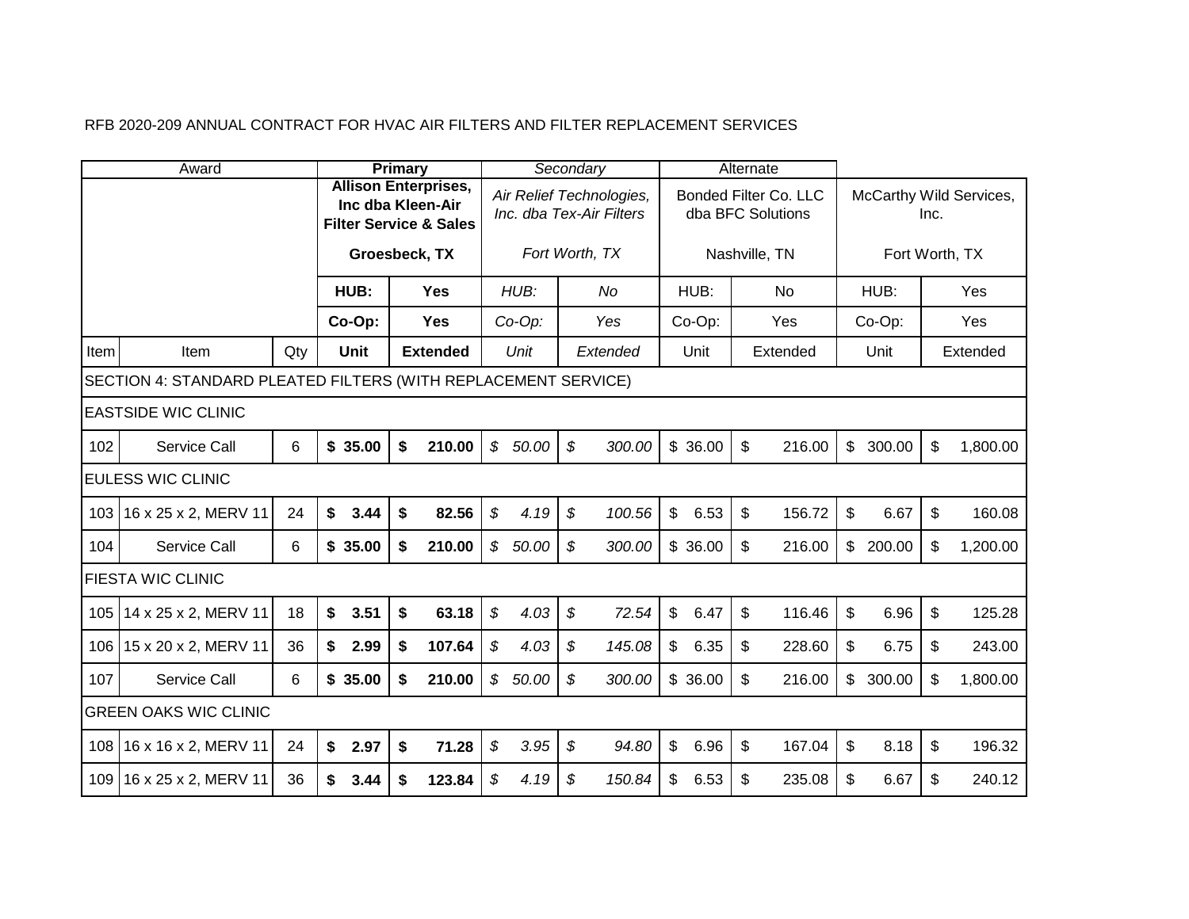RFB 2020-209 ANNUAL CONTRACT FOR HVAC AIR FILTERS AND FILTER REPLACEMENT SERVICES

| Award | | | Primary | | *Secondary* | | Alternate | | | |
|---|---|---|---|---|---|---|---|---|---|---|
| | | | **Allison Enterprises, Inc dba Kleen-Air Filter Service & Sales** **Groesbeck, TX** | | *Air Relief Technologies, Inc. dba Tex-Air Filters* *Fort Worth, TX* | | Bonded Filter Co. LLC dba BFC Solutions Nashville, TN | | McCarthy Wild Services, Inc. Fort Worth, TX | |
| | | | **HUB:** | **Yes** | *HUB:* | *No* | HUB: | No | HUB: | Yes |
| | | | **Co-Op:** | **Yes** | *Co-Op:* | *Yes* | Co-Op: | Yes | Co-Op: | Yes |
| Item | Item | Qty | **Unit** | **Extended** | *Unit* | *Extended* | Unit | Extended | Unit | Extended |
| SECTION 4: STANDARD PLEATED FILTERS (WITH REPLACEMENT SERVICE) | | | | | | | | | | |
| EASTSIDE WIC CLINIC | | | | | | | | | | |
| 102 | Service Call | 6 | **$ 35.00** | **$ 210.00** | *$ 50.00* | *$ 300.00* | $ 36.00 | $ 216.00 | $ 300.00 | $ 1,800.00 |
| EULESS WIC CLINIC | | | | | | | | | | |
| 103 | 16 x 25 x 2, MERV 11 | 24 | **$ 3.44** | **$ 82.56** | *$ 4.19* | *$ 100.56* | $ 6.53 | $ 156.72 | $ 6.67 | $ 160.08 |
| 104 | Service Call | 6 | **$ 35.00** | **$ 210.00** | *$ 50.00* | *$ 300.00* | $ 36.00 | $ 216.00 | $ 200.00 | $ 1,200.00 |
| FIESTA WIC CLINIC | | | | | | | | | | |
| 105 | 14 x 25 x 2, MERV 11 | 18 | **$ 3.51** | **$ 63.18** | *$ 4.03* | *$ 72.54* | $ 6.47 | $ 116.46 | $ 6.96 | $ 125.28 |
| 106 | 15 x 20 x 2, MERV 11 | 36 | **$ 2.99** | **$ 107.64** | *$ 4.03* | *$ 145.08* | $ 6.35 | $ 228.60 | $ 6.75 | $ 243.00 |
| 107 | Service Call | 6 | **$ 35.00** | **$ 210.00** | *$ 50.00* | *$ 300.00* | $ 36.00 | $ 216.00 | $ 300.00 | $ 1,800.00 |
| GREEN OAKS WIC CLINIC | | | | | | | | | | |
| 108 | 16 x 16 x 2, MERV 11 | 24 | **$ 2.97** | **$ 71.28** | *$ 3.95* | *$ 94.80* | $ 6.96 | $ 167.04 | $ 8.18 | $ 196.32 |
| 109 | 16 x 25 x 2, MERV 11 | 36 | **$ 3.44** | **$ 123.84** | *$ 4.19* | *$ 150.84* | $ 6.53 | $ 235.08 | $ 6.67 | $ 240.12 |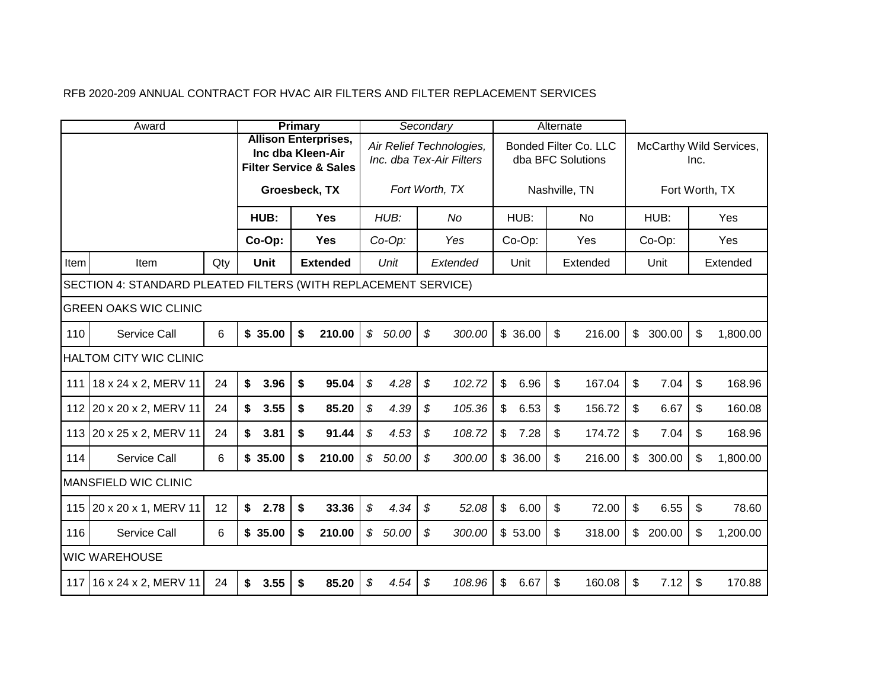RFB 2020-209 ANNUAL CONTRACT FOR HVAC AIR FILTERS AND FILTER REPLACEMENT SERVICES

| Award | | | Primary | | Secondary | | Alternate | | | |
|---|---|---|---|---|---|---|---|---|---|---|
| | | | **Allison Enterprises, Inc dba Kleen-Air Filter Service & Sales** **Groesbeck, TX** | | *Air Relief Technologies, Inc. dba Tex-Air Filters* *Fort Worth, TX* | | Bonded Filter Co. LLC dba BFC Solutions Nashville, TN | | McCarthy Wild Services, Inc. Fort Worth, TX | |
| | | | **HUB:** | **Yes** | *HUB:* | *No* | HUB: | No | HUB: | Yes |
| | | | **Co-Op:** | **Yes** | *Co-Op:* | *Yes* | Co-Op: | Yes | Co-Op: | Yes |
| Item | Item | Qty | **Unit** | **Extended** | *Unit* | *Extended* | Unit | Extended | Unit | Extended |
| SECTION 4: STANDARD PLEATED FILTERS (WITH REPLACEMENT SERVICE) | | | | | | | | | | |
| GREEN OAKS WIC CLINIC | | | | | | | | | | |
| 110 | Service Call | 6 | **$ 35.00** | **$ 210.00** | *$ 50.00* | *$ 300.00* | $ 36.00 | $ 216.00 | $ 300.00 | $ 1,800.00 |
| HALTOM CITY WIC CLINIC | | | | | | | | | | |
| 111 | 18 x 24 x 2, MERV 11 | 24 | **$ 3.96** | **$ 95.04** | *$ 4.28* | *$ 102.72* | $ 6.96 | $ 167.04 | $ 7.04 | $ 168.96 |
| 112 | 20 x 20 x 2, MERV 11 | 24 | **$ 3.55** | **$ 85.20** | *$ 4.39* | *$ 105.36* | $ 6.53 | $ 156.72 | $ 6.67 | $ 160.08 |
| 113 | 20 x 25 x 2, MERV 11 | 24 | **$ 3.81** | **$ 91.44** | *$ 4.53* | *$ 108.72* | $ 7.28 | $ 174.72 | $ 7.04 | $ 168.96 |
| 114 | Service Call | 6 | **$ 35.00** | **$ 210.00** | *$ 50.00* | *$ 300.00* | $ 36.00 | $ 216.00 | $ 300.00 | $ 1,800.00 |
| MANSFIELD WIC CLINIC | | | | | | | | | | |
| 115 | 20 x 20 x 1, MERV 11 | 12 | **$ 2.78** | **$ 33.36** | *$ 4.34* | *$ 52.08* | $ 6.00 | $ 72.00 | $ 6.55 | $ 78.60 |
| 116 | Service Call | 6 | **$ 35.00** | **$ 210.00** | *$ 50.00* | *$ 300.00* | $ 53.00 | $ 318.00 | $ 200.00 | $ 1,200.00 |
| WIC WAREHOUSE | | | | | | | | | | |
| 117 | 16 x 24 x 2, MERV 11 | 24 | **$ 3.55** | **$ 85.20** | *$ 4.54* | *$ 108.96* | $ 6.67 | $ 160.08 | $ 7.12 | $ 170.88 |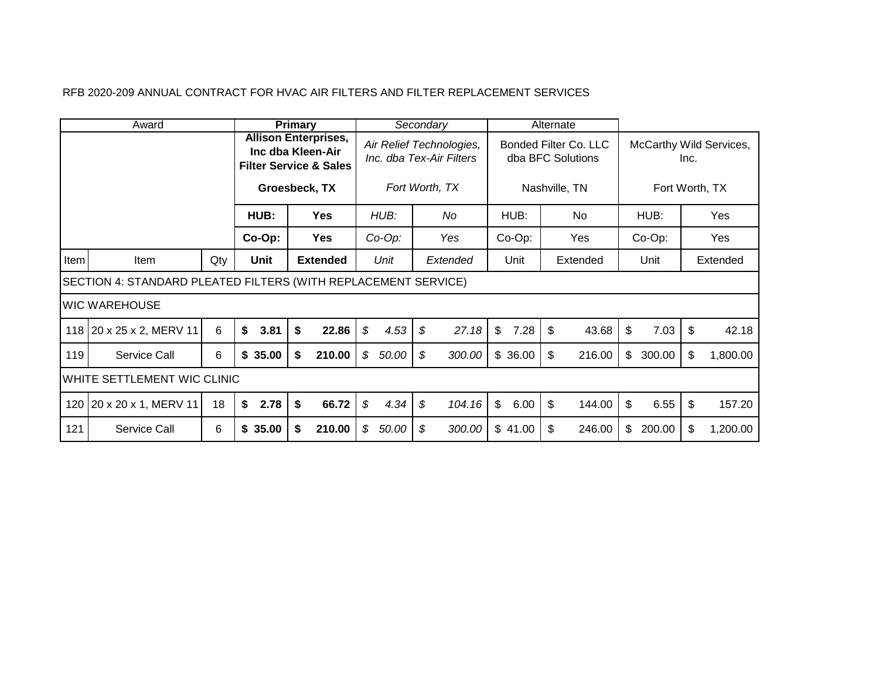RFB 2020-209 ANNUAL CONTRACT FOR HVAC AIR FILTERS AND FILTER REPLACEMENT SERVICES

| Award | | | **Primary** | | *Secondary* | | Alternate | | | |
|---|---|---|---|---|---|---|---|---|---|---|
| | | | **Allison Enterprises, Inc dba Kleen-Air Filter Service & Sales** **Groesbeck, TX** | | *Air Relief Technologies, Inc. dba Tex-Air Filters* *Fort Worth, TX* | | Bonded Filter Co. LLC dba BFC Solutions Nashville, TN | | McCarthy Wild Services, Inc. Fort Worth, TX | |
| | | | **HUB:** | **Yes** | *HUB:* | *No* | HUB: | No | HUB: | Yes |
| | | | **Co-Op:** | **Yes** | *Co-Op:* | *Yes* | Co-Op: | Yes | Co-Op: | Yes |
| Item | Item | Qty | **Unit** | **Extended** | *Unit* | *Extended* | Unit | Extended | Unit | Extended |
| SECTION 4: STANDARD PLEATED FILTERS (WITH REPLACEMENT SERVICE) | | | | | | | | | | |
| WIC WAREHOUSE | | | | | | | | | | |
| 118 | 20 x 25 x 2, MERV 11 | 6 | **$ 3.81** | **$ 22.86** | *$ 4.53* | *$ 27.18* | $ 7.28 | $ 43.68 | $ 7.03 | $ 42.18 |
| 119 | Service Call | 6 | **$ 35.00** | **$ 210.00** | *$ 50.00* | *$ 300.00* | $ 36.00 | $ 216.00 | $ 300.00 | $ 1,800.00 |
| WHITE SETTLEMENT WIC CLINIC | | | | | | | | | | |
| 120 | 20 x 20 x 1, MERV 11 | 18 | **$ 2.78** | **$ 66.72** | *$ 4.34* | *$ 104.16* | $ 6.00 | $ 144.00 | $ 6.55 | $ 157.20 |
| 121 | Service Call | 6 | **$ 35.00** | **$ 210.00** | *$ 50.00* | *$ 300.00* | $ 41.00 | $ 246.00 | $ 200.00 | $ 1,200.00 |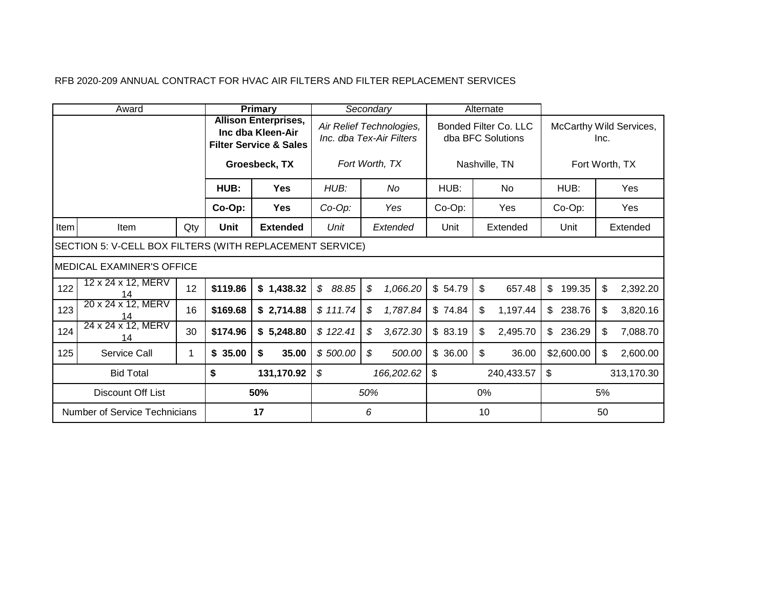RFB 2020-209 ANNUAL CONTRACT FOR HVAC AIR FILTERS AND FILTER REPLACEMENT SERVICES

| Award | | | **Primary** | | *Secondary* | | Alternate | | | |
|---|---|---|---|---|---|---|---|---|---|---|
| | | | **Allison Enterprises, Inc dba Kleen-Air Filter Service & Sales** **Groesbeck, TX** | | *Air Relief Technologies, Inc. dba Tex-Air Filters* *Fort Worth, TX* | | Bonded Filter Co. LLC dba BFC Solutions Nashville, TN | | McCarthy Wild Services, Inc. Fort Worth, TX | |
| | | | **HUB:** | **Yes** | *HUB:* | *No* | HUB: | No | HUB: | Yes |
| | | | **Co-Op:** | **Yes** | *Co-Op:* | *Yes* | Co-Op: | Yes | Co-Op: | Yes |
| Item | Item | Qty | **Unit** | **Extended** | *Unit* | *Extended* | Unit | Extended | Unit | Extended |
| SECTION 5: V-CELL BOX FILTERS (WITH REPLACEMENT SERVICE) | | | | | | | | | | |
| MEDICAL EXAMINER'S OFFICE | | | | | | | | | | |
| 122 | 12 x 24 x 12, MERV 14 | 12 | **$119.86** | **$ 1,438.32** | *$ 88.85* | *$ 1,066.20* | $ 54.79 | $ 657.48 | $ 199.35 | $ 2,392.20 |
| 123 | 20 x 24 x 12, MERV 14 | 16 | **$169.68** | **$ 2,714.88** | *$ 111.74* | *$ 1,787.84* | $ 74.84 | $ 1,197.44 | $ 238.76 | $ 3,820.16 |
| 124 | 24 x 24 x 12, MERV 14 | 30 | **$174.96** | **$ 5,248.80** | *$ 122.41* | *$ 3,672.30* | $ 83.19 | $ 2,495.70 | $ 236.29 | $ 7,088.70 |
| 125 | Service Call | 1 | **$ 35.00** | **$ 35.00** | *$ 500.00* | *$ 500.00* | $ 36.00 | $ 36.00 | $2,600.00 | $ 2,600.00 |
| Bid Total | | | **$ 131,170.92** | | *$ 166,202.62* | | $ 240,433.57 | | $ 313,170.30 | |
| Discount Off List | | | **50%** | | *50%* | | 0% | | 5% | |
| Number of Service Technicians | | | **17** | | *6* | | 10 | | 50 | |